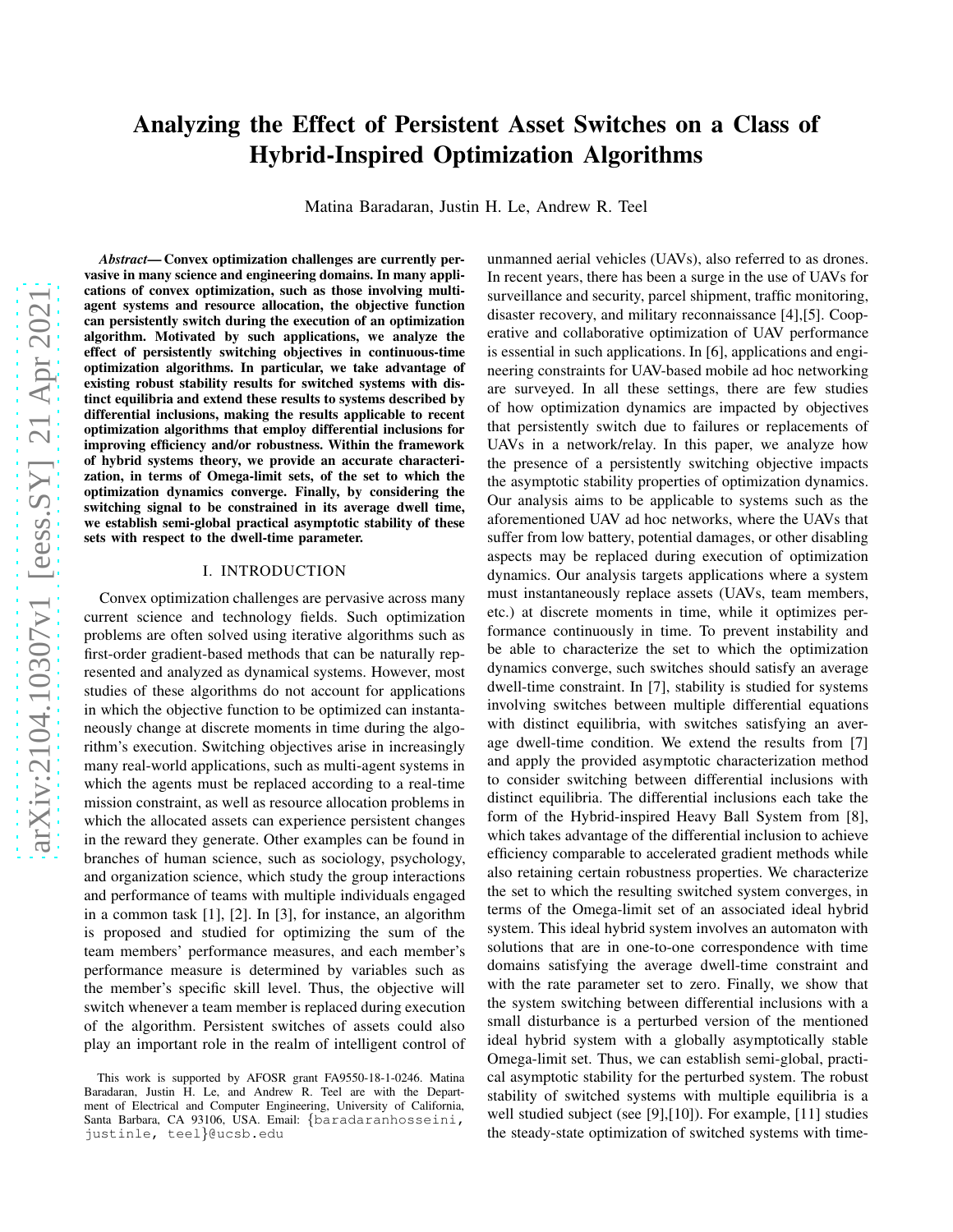# Analyzing the Effect of Persistent Asset Switches on a Class of Hybrid-Inspired Optimization Algorithms

Matina Baradaran, Justin H. Le, Andrew R. Teel

***Abstract*— Convex optimization challenges are currently pervasive in many science and engineering domains. In many applications of convex optimization, such as those involving multi-agent systems and resource allocation, the objective function can persistently switch during the execution of an optimization algorithm. Motivated by such applications, we analyze the effect of persistently switching objectives in continuous-time optimization algorithms. In particular, we take advantage of existing robust stability results for switched systems with distinct equilibria and extend these results to systems described by differential inclusions, making the results applicable to recent optimization algorithms that employ differential inclusions for improving efficiency and/or robustness. Within the framework of hybrid systems theory, we provide an accurate characterization, in terms of Omega-limit sets, of the set to which the optimization dynamics converge. Finally, by considering the switching signal to be constrained in its average dwell time, we establish semi-global practical asymptotic stability of these sets with respect to the dwell-time parameter.**

## I. INTRODUCTION

Convex optimization challenges are pervasive across many current science and technology fields. Such optimization problems are often solved using iterative algorithms such as first-order gradient-based methods that can be naturally represented and analyzed as dynamical systems. However, most studies of these algorithms do not account for applications in which the objective function to be optimized can instantaneously change at discrete moments in time during the algorithm's execution. Switching objectives arise in increasingly many real-world applications, such as multi-agent systems in which the agents must be replaced according to a real-time mission constraint, as well as resource allocation problems in which the allocated assets can experience persistent changes in the reward they generate. Other examples can be found in branches of human science, such as sociology, psychology, and organization science, which study the group interactions and performance of teams with multiple individuals engaged in a common task [1], [2]. In [3], for instance, an algorithm is proposed and studied for optimizing the sum of the team members' performance measures, and each member's performance measure is determined by variables such as the member's specific skill level. Thus, the objective will switch whenever a team member is replaced during execution of the algorithm. Persistent switches of assets could also play an important role in the realm of intelligent control of unmanned aerial vehicles (UAVs), also referred to as drones. In recent years, there has been a surge in the use of UAVs for surveillance and security, parcel shipment, traffic monitoring, disaster recovery, and military reconnaissance [4],[5]. Cooperative and collaborative optimization of UAV performance is essential in such applications. In [6], applications and engineering constraints for UAV-based mobile ad hoc networking are surveyed. In all these settings, there are few studies of how optimization dynamics are impacted by objectives that persistently switch due to failures or replacements of UAVs in a network/relay. In this paper, we analyze how the presence of a persistently switching objective impacts the asymptotic stability properties of optimization dynamics. Our analysis aims to be applicable to systems such as the aforementioned UAV ad hoc networks, where the UAVs that suffer from low battery, potential damages, or other disabling aspects may be replaced during execution of optimization dynamics. Our analysis targets applications where a system must instantaneously replace assets (UAVs, team members, etc.) at discrete moments in time, while it optimizes performance continuously in time. To prevent instability and be able to characterize the set to which the optimization dynamics converge, such switches should satisfy an average dwell-time constraint. In [7], stability is studied for systems involving switches between multiple differential equations with distinct equilibria, with switches satisfying an average dwell-time condition. We extend the results from [7] and apply the provided asymptotic characterization method to consider switching between differential inclusions with distinct equilibria. The differential inclusions each take the form of the Hybrid-inspired Heavy Ball System from [8], which takes advantage of the differential inclusion to achieve efficiency comparable to accelerated gradient methods while also retaining certain robustness properties. We characterize the set to which the resulting switched system converges, in terms of the Omega-limit set of an associated ideal hybrid system. This ideal hybrid system involves an automaton with solutions that are in one-to-one correspondence with time domains satisfying the average dwell-time constraint and with the rate parameter set to zero. Finally, we show that the system switching between differential inclusions with a small disturbance is a perturbed version of the mentioned ideal hybrid system with a globally asymptotically stable Omega-limit set. Thus, we can establish semi-global, practical asymptotic stability for the perturbed system. The robust stability of switched systems with multiple equilibria is a well studied subject (see [9],[10]). For example, [11] studies the steady-state optimization of switched systems with time-

This work is supported by AFOSR grant FA9550-18-1-0246. Matina Baradaran, Justin H. Le, and Andrew R. Teel are with the Department of Electrical and Computer Engineering, University of California, Santa Barbara, CA 93106, USA. Email: {baradaranhosseini, justinle, teel}@ucsb.edu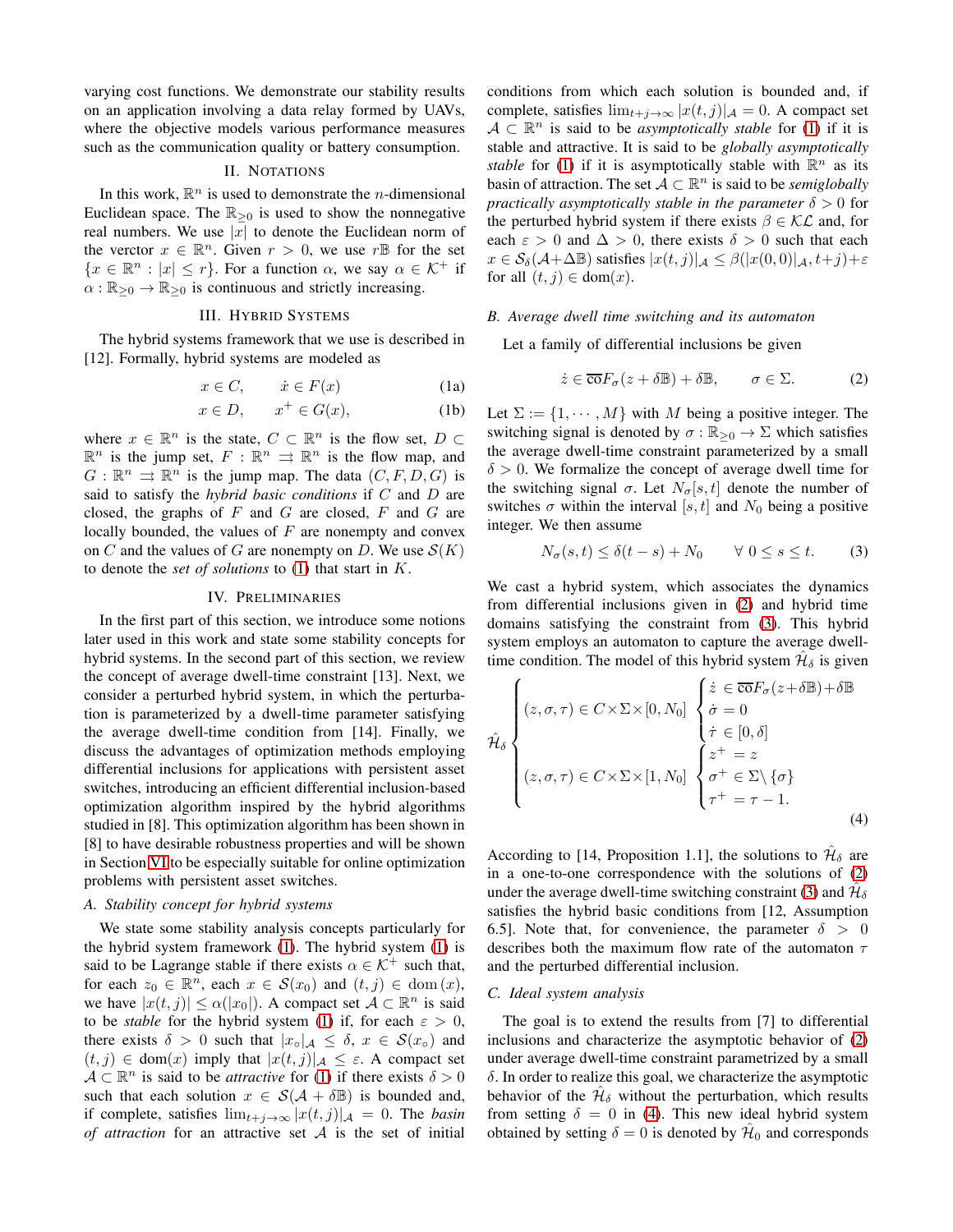varying cost functions. We demonstrate our stability results on an application involving a data relay formed by UAVs, where the objective models various performance measures such as the communication quality or battery consumption.

## II. Notations

In this work, $\mathbb{R}^n$ is used to demonstrate the $n$-dimensional Euclidean space. The $\mathbb{R}_{\geq 0}$ is used to show the nonnegative real numbers. We use $|x|$ to denote the Euclidean norm of the verctor $x \in \mathbb{R}^n$. Given $r > 0$, we use $r\mathbb{B}$ for the set $\{x \in \mathbb{R}^n : |x| \leq r\}$. For a function $\alpha$, we say $\alpha \in \mathcal{K}^+$ if $\alpha : \mathbb{R}_{\geq 0} \to \mathbb{R}_{\geq 0}$ is continuous and strictly increasing.

## III. Hybrid Systems

The hybrid systems framework that we use is described in [12]. Formally, hybrid systems are modeled as

$$x \in C, \qquad \dot{x} \in F(x) \tag{1a}$$

$$x \in D, \qquad x^+ \in G(x), \tag{1b}$$

where $x \in \mathbb{R}^n$ is the state, $C \subset \mathbb{R}^n$ is the flow set, $D \subset \mathbb{R}^n$ is the jump set, $F : \mathbb{R}^n \rightrightarrows \mathbb{R}^n$ is the flow map, and $G : \mathbb{R}^n \rightrightarrows \mathbb{R}^n$ is the jump map. The data $(C, F, D, G)$ is said to satisfy the *hybrid basic conditions* if $C$ and $D$ are closed, the graphs of $F$ and $G$ are closed, $F$ and $G$ are locally bounded, the values of $F$ are nonempty and convex on $C$ and the values of $G$ are nonempty on $D$. We use $\mathcal{S}(K)$ to denote the *set of solutions* to (1) that start in $K$.

## IV. Preliminaries

In the first part of this section, we introduce some notions later used in this work and state some stability concepts for hybrid systems. In the second part of this section, we review the concept of average dwell-time constraint [13]. Next, we consider a perturbed hybrid system, in which the perturbation is parameterized by a dwell-time parameter satisfying the average dwell-time condition from [14]. Finally, we discuss the advantages of optimization methods employing differential inclusions for applications with persistent asset switches, introducing an efficient differential inclusion-based optimization algorithm inspired by the hybrid algorithms studied in [8]. This optimization algorithm has been shown in [8] to have desirable robustness properties and will be shown in Section VI to be especially suitable for online optimization problems with persistent asset switches.

### A. Stability concept for hybrid systems

We state some stability analysis concepts particularly for the hybrid system framework (1). The hybrid system (1) is said to be Lagrange stable if there exists $\alpha \in \mathcal{K}^+$ such that, for each $z_0 \in \mathbb{R}^n$, each $x \in \mathcal{S}(x_0)$ and $(t, j) \in \mathrm{dom}\,(x)$, we have $|x(t, j)| \leq \alpha(|x_0|)$. A compact set $\mathcal{A} \subset \mathbb{R}^n$ is said to be *stable* for the hybrid system (1) if, for each $\varepsilon > 0$, there exists $\delta > 0$ such that $|x_\circ|_\mathcal{A} \leq \delta$, $x \in \mathcal{S}(x_\circ)$ and $(t, j) \in \mathrm{dom}(x)$ imply that $|x(t, j)|_\mathcal{A} \leq \varepsilon$. A compact set $\mathcal{A} \subset \mathbb{R}^n$ is said to be *attractive* for (1) if there exists $\delta > 0$ such that each solution $x \in \mathcal{S}(\mathcal{A} + \delta\mathbb{B})$ is bounded and, if complete, satisfies $\lim_{t+j\to\infty} |x(t, j)|_\mathcal{A} = 0$. The *basin of attraction* for an attractive set $\mathcal{A}$ is the set of initial conditions from which each solution is bounded and, if complete, satisfies $\lim_{t+j\to\infty} |x(t, j)|_\mathcal{A} = 0$. A compact set $\mathcal{A} \subset \mathbb{R}^n$ is said to be *asymptotically stable* for (1) if it is stable and attractive. It is said to be *globally asymptotically stable* for (1) if it is asymptotically stable with $\mathbb{R}^n$ as its basin of attraction. The set $\mathcal{A} \subset \mathbb{R}^n$ is said to be *semiglobally practically asymptotically stable in the parameter* $\delta > 0$ for the perturbed hybrid system if there exists $\beta \in \mathcal{KL}$ and, for each $\varepsilon > 0$ and $\Delta > 0$, there exists $\delta > 0$ such that each $x \in \mathcal{S}_\delta(\mathcal{A}+\Delta\mathbb{B})$ satisfies $|x(t, j)|_\mathcal{A} \leq \beta(|x(0, 0)|_\mathcal{A}, t+j)+\varepsilon$ for all $(t, j) \in \mathrm{dom}(x)$.

### B. Average dwell time switching and its automaton

Let a family of differential inclusions be given

$$\dot{z} \in \overline{\mathrm{co}}F_\sigma(z + \delta\mathbb{B}) + \delta\mathbb{B}, \qquad \sigma \in \Sigma. \tag{2}$$

Let $\Sigma := \{1, \cdots, M\}$ with $M$ being a positive integer. The switching signal is denoted by $\sigma : \mathbb{R}_{\geq 0} \to \Sigma$ which satisfies the average dwell-time constraint parameterized by a small $\delta > 0$. We formalize the concept of average dwell time for the switching signal $\sigma$. Let $N_\sigma[s, t]$ denote the number of switches $\sigma$ within the interval $[s, t]$ and $N_0$ being a positive integer. We then assume

$$N_\sigma(s, t) \leq \delta(t - s) + N_0 \qquad \forall\ 0 \leq s \leq t. \tag{3}$$

We cast a hybrid system, which associates the dynamics from differential inclusions given in (2) and hybrid time domains satisfying the constraint from (3). This hybrid system employs an automaton to capture the average dwell-time condition. The model of this hybrid system $\hat{\mathcal{H}}_\delta$ is given

$$\hat{\mathcal{H}}_\delta \begin{cases} (z, \sigma, \tau) \in C \times \Sigma \times [0, N_0] & \begin{cases} \dot{z} \in \overline{\mathrm{co}}F_\sigma(z+\delta\mathbb{B})+\delta\mathbb{B} \\ \dot{\sigma} = 0 \\ \dot{\tau} \in [0, \delta] \end{cases} \\ (z, \sigma, \tau) \in C \times \Sigma \times [1, N_0] & \begin{cases} z^+ = z \\ \sigma^+ \in \Sigma \setminus \{\sigma\} \\ \tau^+ = \tau - 1. \end{cases} \end{cases} \tag{4}$$

According to [14, Proposition 1.1], the solutions to $\hat{\mathcal{H}}_\delta$ are in a one-to-one correspondence with the solutions of (2) under the average dwell-time switching constraint (3) and $\hat{\mathcal{H}}_\delta$ satisfies the hybrid basic conditions from [12, Assumption 6.5]. Note that, for convenience, the parameter $\delta > 0$ describes both the maximum flow rate of the automaton $\tau$ and the perturbed differential inclusion.

### C. Ideal system analysis

The goal is to extend the results from [7] to differential inclusions and characterize the asymptotic behavior of (2) under average dwell-time constraint parametrized by a small $\delta$. In order to realize this goal, we characterize the asymptotic behavior of the $\hat{\mathcal{H}}_\delta$ without the perturbation, which results from setting $\delta = 0$ in (4). This new ideal hybrid system obtained by setting $\delta = 0$ is denoted by $\hat{\mathcal{H}}_0$ and corresponds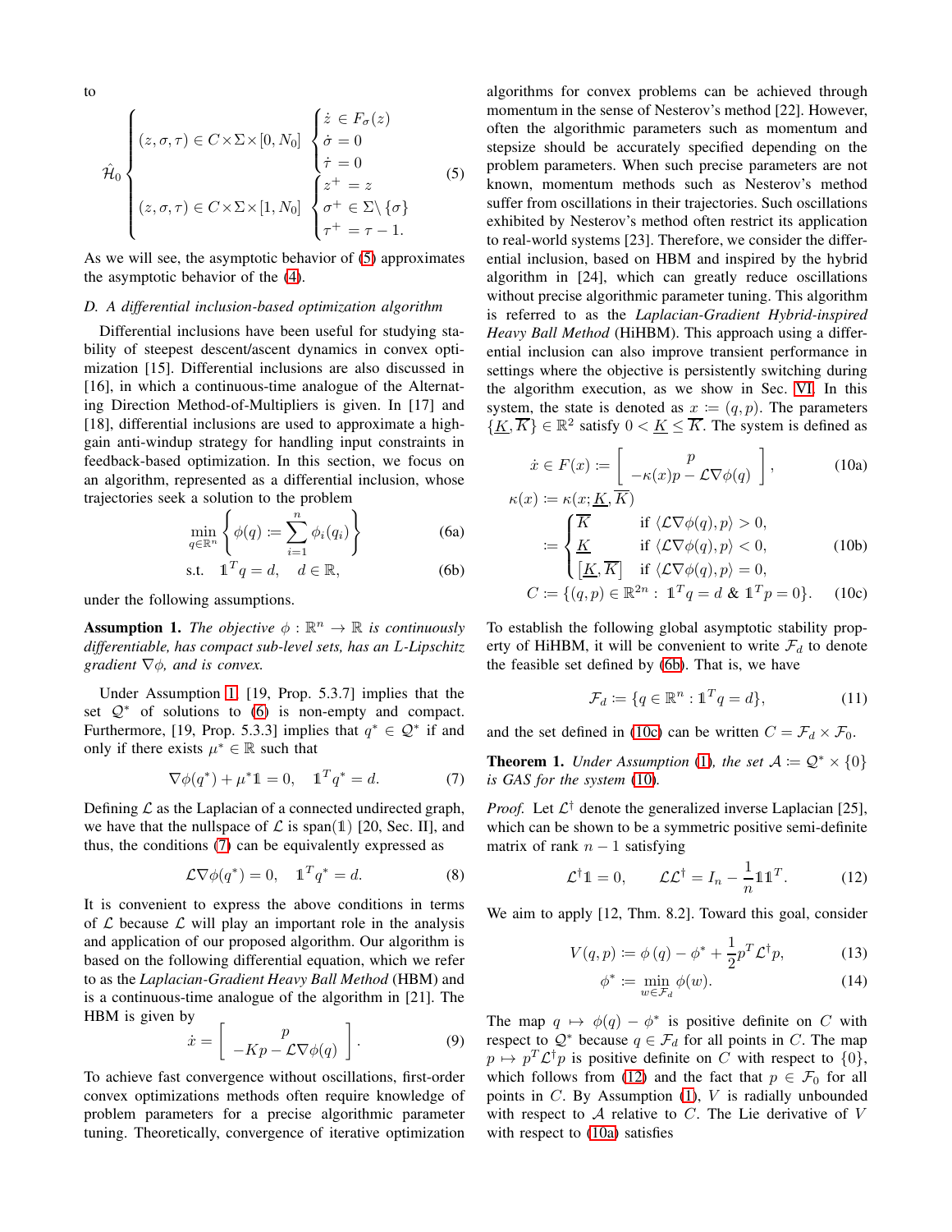to

$$
\hat{\mathcal{H}}_0 \begin{cases} (z,\sigma,\tau) \in C \times \Sigma \times [0, N_0] & \begin{cases} \dot{z} \in F_\sigma(z) \\ \dot{\sigma} = 0 \\ \dot{\tau} = 0 \end{cases} \\ (z,\sigma,\tau) \in C \times \Sigma \times [1, N_0] & \begin{cases} z^+ = z \\ \sigma^+ \in \Sigma \backslash \{\sigma\} \\ \tau^+ = \tau - 1. \end{cases} \end{cases} \tag{5}
$$

As we will see, the asymptotic behavior of (5) approximates the asymptotic behavior of the (4).

*D. A differential inclusion-based optimization algorithm*

Differential inclusions have been useful for studying stability of steepest descent/ascent dynamics in convex optimization [15]. Differential inclusions are also discussed in [16], in which a continuous-time analogue of the Alternating Direction Method-of-Multipliers is given. In [17] and [18], differential inclusions are used to approximate a high-gain anti-windup strategy for handling input constraints in feedback-based optimization. In this section, we focus on an algorithm, represented as a differential inclusion, whose trajectories seek a solution to the problem

$$
\min_{q \in \mathbb{R}^n} \left\{ \phi(q) := \sum_{i=1}^{n} \phi_i(q_i) \right\} \tag{6a}
$$

$$
\text{s.t.} \quad \mathbb{1}^T q = d, \quad d \in \mathbb{R}, \tag{6b}
$$

under the following assumptions.

**Assumption 1.** *The objective $\phi : \mathbb{R}^n \to \mathbb{R}$ is continuously differentiable, has compact sub-level sets, has an L-Lipschitz gradient $\nabla\phi$, and is convex.*

Under Assumption 1, [19, Prop. 5.3.7] implies that the set $\mathcal{Q}^*$ of solutions to (6) is non-empty and compact. Furthermore, [19, Prop. 5.3.3] implies that $q^* \in \mathcal{Q}^*$ if and only if there exists $\mu^* \in \mathbb{R}$ such that

$$
\nabla\phi(q^*) + \mu^* \mathbb{1} = 0, \quad \mathbb{1}^T q^* = d. \tag{7}
$$

Defining $\mathcal{L}$ as the Laplacian of a connected undirected graph, we have that the nullspace of $\mathcal{L}$ is span($\mathbb{1}$) [20, Sec. II], and thus, the conditions (7) can be equivalently expressed as

$$
\mathcal{L}\nabla\phi(q^*) = 0, \quad \mathbb{1}^T q^* = d. \tag{8}
$$

It is convenient to express the above conditions in terms of $\mathcal{L}$ because $\mathcal{L}$ will play an important role in the analysis and application of our proposed algorithm. Our algorithm is based on the following differential equation, which we refer to as the *Laplacian-Gradient Heavy Ball Method* (HBM) and is a continuous-time analogue of the algorithm in [21]. The HBM is given by

$$
\dot{x} = \begin{bmatrix} p \\ -Kp - \mathcal{L}\nabla\phi(q) \end{bmatrix}. \tag{9}
$$

To achieve fast convergence without oscillations, first-order convex optimizations methods often require knowledge of problem parameters for a precise algorithmic parameter tuning. Theoretically, convergence of iterative optimization algorithms for convex problems can be achieved through momentum in the sense of Nesterov's method [22]. However, often the algorithmic parameters such as momentum and stepsize should be accurately specified depending on the problem parameters. When such precise parameters are not known, momentum methods such as Nesterov's method suffer from oscillations in their trajectories. Such oscillations exhibited by Nesterov's method often restrict its application to real-world systems [23]. Therefore, we consider the differential inclusion, based on HBM and inspired by the hybrid algorithm in [24], which can greatly reduce oscillations without precise algorithmic parameter tuning. This algorithm is referred to as the *Laplacian-Gradient Hybrid-inspired Heavy Ball Method* (HiHBM). This approach using a differential inclusion can also improve transient performance in settings where the objective is persistently switching during the algorithm execution, as we show in Sec. VI. In this system, the state is denoted as $x := (q, p)$. The parameters $\{\underline{K}, \overline{K}\} \in \mathbb{R}^2$ satisfy $0 < \underline{K} \le \overline{K}$. The system is defined as

$$
\dot{x} \in F(x) := \begin{bmatrix} p \\ -\kappa(x)p - \mathcal{L}\nabla\phi(q) \end{bmatrix}, \tag{10a}
$$

$$
\kappa(x) := \kappa(x; \underline{K}, \overline{K}) := \begin{cases} \overline{K} & \text{if } \langle \mathcal{L}\nabla\phi(q), p \rangle > 0, \\ \underline{K} & \text{if } \langle \mathcal{L}\nabla\phi(q), p \rangle < 0, \\ [\underline{K}, \overline{K}] & \text{if } \langle \mathcal{L}\nabla\phi(q), p \rangle = 0, \end{cases} \tag{10b}
$$

$$
C := \{(q,p) \in \mathbb{R}^{2n} : \mathbb{1}^T q = d \ \& \ \mathbb{1}^T p = 0\}. \tag{10c}
$$

To establish the following global asymptotic stability property of HiHBM, it will be convenient to write $\mathcal{F}_d$ to denote the feasible set defined by (6b). That is, we have

$$
\mathcal{F}_d := \{q \in \mathbb{R}^n : \mathbb{1}^T q = d\}, \tag{11}
$$

and the set defined in (10c) can be written $C = \mathcal{F}_d \times \mathcal{F}_0$.

**Theorem 1.** *Under Assumption (1), the set $\mathcal{A} := \mathcal{Q}^* \times \{0\}$ is GAS for the system (10).*

*Proof.* Let $\mathcal{L}^\dagger$ denote the generalized inverse Laplacian [25], which can be shown to be a symmetric positive semi-definite matrix of rank $n-1$ satisfying

$$
\mathcal{L}^\dagger \mathbb{1} = 0, \qquad \mathcal{L}\mathcal{L}^\dagger = I_n - \frac{1}{n}\mathbb{1}\mathbb{1}^T. \tag{12}
$$

We aim to apply [12, Thm. 8.2]. Toward this goal, consider

$$
V(q,p) := \phi(q) - \phi^* + \frac{1}{2} p^T \mathcal{L}^\dagger p, \tag{13}
$$

$$
\phi^* := \min_{w \in \mathcal{F}_d} \phi(w). \tag{14}
$$

The map $q \mapsto \phi(q) - \phi^*$ is positive definite on $C$ with respect to $\mathcal{Q}^*$ because $q \in \mathcal{F}_d$ for all points in $C$. The map $p \mapsto p^T \mathcal{L}^\dagger p$ is positive definite on $C$ with respect to $\{0\}$, which follows from (12) and the fact that $p \in \mathcal{F}_0$ for all points in $C$. By Assumption (1), $V$ is radially unbounded with respect to $\mathcal{A}$ relative to $C$. The Lie derivative of $V$ with respect to (10a) satisfies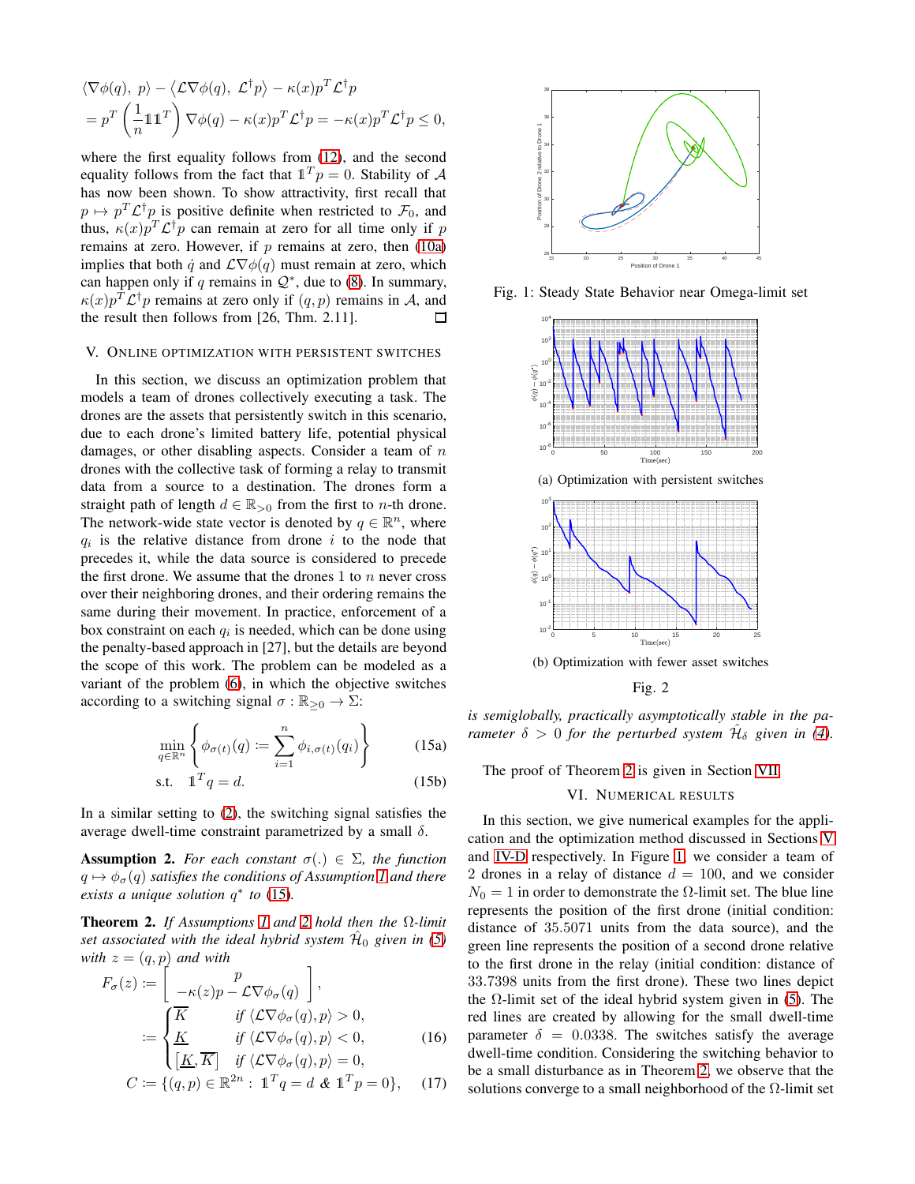$$\begin{aligned}&\langle \nabla\phi(q),\ p\rangle - \langle \mathcal{L}\nabla\phi(q),\ \mathcal{L}^{\dagger}p\rangle - \kappa(x)p^T\mathcal{L}^{\dagger}p\\ &= p^T\left(\frac{1}{n}\mathbb{1}\mathbb{1}^T\right)\nabla\phi(q) - \kappa(x)p^T\mathcal{L}^{\dagger}p = -\kappa(x)p^T\mathcal{L}^{\dagger}p \le 0,\end{aligned}$$

where the first equality follows from (12), and the second equality follows from the fact that $\mathbb{1}^T p = 0$. Stability of $\mathcal{A}$ has now been shown. To show attractivity, first recall that $p \mapsto p^T\mathcal{L}^{\dagger}p$ is positive definite when restricted to $\mathcal{F}_0$, and thus, $\kappa(x)p^T\mathcal{L}^{\dagger}p$ can remain at zero for all time only if $p$ remains at zero. However, if $p$ remains at zero, then (10a) implies that both $\dot{q}$ and $\mathcal{L}\nabla\phi(q)$ must remain at zero, which can happen only if $q$ remains in $\mathcal{Q}^*$, due to (8). In summary, $\kappa(x)p^T\mathcal{L}^{\dagger}p$ remains at zero only if $(q,p)$ remains in $\mathcal{A}$, and the result then follows from [26, Thm. 2.11]. ∎

## V. Online optimization with persistent switches

In this section, we discuss an optimization problem that models a team of drones collectively executing a task. The drones are the assets that persistently switch in this scenario, due to each drone's limited battery life, potential physical damages, or other disabling aspects. Consider a team of $n$ drones with the collective task of forming a relay to transmit data from a source to a destination. The drones form a straight path of length $d \in \mathbb{R}_{>0}$ from the first to $n$-th drone. The network-wide state vector is denoted by $q \in \mathbb{R}^n$, where $q_i$ is the relative distance from drone $i$ to the node that precedes it, while the data source is considered to precede the first drone. We assume that the drones 1 to $n$ never cross over their neighboring drones, and their ordering remains the same during their movement. In practice, enforcement of a box constraint on each $q_i$ is needed, which can be done using the penalty-based approach in [27], but the details are beyond the scope of this work. The problem can be modeled as a variant of the problem (6), in which the objective switches according to a switching signal $\sigma : \mathbb{R}_{\ge 0} \to \Sigma$:

$$\min_{q\in\mathbb{R}^n} \left\{ \phi_{\sigma(t)}(q) := \sum_{i=1}^{n} \phi_{i,\sigma(t)}(q_i) \right\} \tag{15a}$$

$$\text{s.t.} \quad \mathbb{1}^T q = d. \tag{15b}$$

In a similar setting to (2), the switching signal satisfies the average dwell-time constraint parametrized by a small $\delta$.

**Assumption 2.** *For each constant $\sigma(.) \in \Sigma$, the function $q \mapsto \phi_\sigma(q)$ satisfies the conditions of Assumption 1 and there exists a unique solution $q^*$ to (15).*

**Theorem 2.** *If Assumptions 1 and 2 hold then the $\Omega$-limit set associated with the ideal hybrid system $\hat{\mathcal{H}}_0$ given in (5) with $z = (q,p)$ and with*

$$F_\sigma(z) := \begin{bmatrix} p \\ -\kappa(z)p - \mathcal{L}\nabla\phi_\sigma(q) \end{bmatrix},$$

$$:= \begin{cases} \overline{K} & \text{if } \langle \mathcal{L}\nabla\phi_\sigma(q), p\rangle > 0, \\ \underline{K} & \text{if } \langle \mathcal{L}\nabla\phi_\sigma(q), p\rangle < 0, \\ [\underline{K}, \overline{K}] & \text{if } \langle \mathcal{L}\nabla\phi_\sigma(q), p\rangle = 0, \end{cases} \tag{16}$$

$$C := \{(q,p) \in \mathbb{R}^{2n} : \ \mathbb{1}^T q = d \ \& \ \mathbb{1}^T p = 0\}, \tag{17}$$

*is semiglobally, practically asymptotically stable in the parameter $\delta > 0$ for the perturbed system $\hat{\mathcal{H}}_\delta$ given in (4).*

Fig. 1: Steady State Behavior near Omega-limit set

(a) Optimization with persistent switches

(b) Optimization with fewer asset switches

Fig. 2

The proof of Theorem 2 is given in Section VII.

## VI. Numerical results

In this section, we give numerical examples for the application and the optimization method discussed in Sections V and IV-D respectively. In Figure 1, we consider a team of 2 drones in a relay of distance $d = 100$, and we consider $N_0 = 1$ in order to demonstrate the $\Omega$-limit set. The blue line represents the position of the first drone (initial condition: distance of 35.5071 units from the data source), and the green line represents the position of a second drone relative to the first drone in the relay (initial condition: distance of 33.7398 units from the first drone). These two lines depict the $\Omega$-limit set of the ideal hybrid system given in (5). The red lines are created by allowing for the small dwell-time parameter $\delta = 0.0338$. The switches satisfy the average dwell-time condition. Considering the switching behavior to be a small disturbance as in Theorem 2, we observe that the solutions converge to a small neighborhood of the $\Omega$-limit set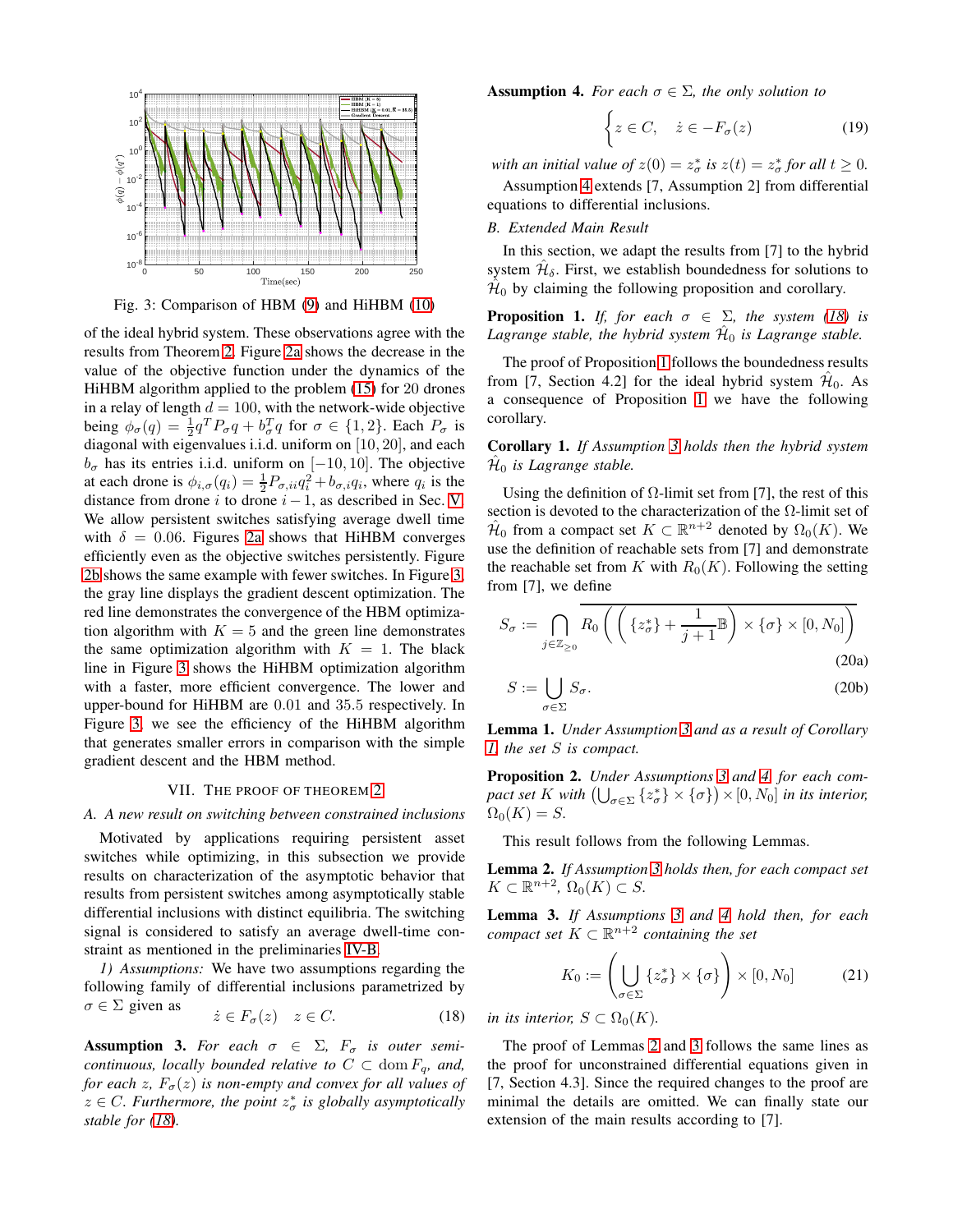Fig. 3: Comparison of HBM (9) and HiHBM (10)

of the ideal hybrid system. These observations agree with the results from Theorem 2. Figure 2a shows the decrease in the value of the objective function under the dynamics of the HiHBM algorithm applied to the problem (15) for 20 drones in a relay of length $d = 100$, with the network-wide objective being $\phi_\sigma(q) = \frac{1}{2}q^T P_\sigma q + b_\sigma^T q$ for $\sigma \in \{1, 2\}$. Each $P_\sigma$ is diagonal with eigenvalues i.i.d. uniform on $[10, 20]$, and each $b_\sigma$ has its entries i.i.d. uniform on $[-10, 10]$. The objective at each drone is $\phi_{i,\sigma}(q_i) = \frac{1}{2}P_{\sigma,ii}q_i^2 + b_{\sigma,i}q_i$, where $q_i$ is the distance from drone $i$ to drone $i-1$, as described in Sec. V. We allow persistent switches satisfying average dwell time with $\delta = 0.06$. Figures 2a shows that HiHBM converges efficiently even as the objective switches persistently. Figure 2b shows the same example with fewer switches. In Figure 3, the gray line displays the gradient descent optimization. The red line demonstrates the convergence of the HBM optimization algorithm with $K = 5$ and the green line demonstrates the same optimization algorithm with $K = 1$. The black line in Figure 3 shows the HiHBM optimization algorithm with a faster, more efficient convergence. The lower and upper-bound for HiHBM are 0.01 and 35.5 respectively. In Figure 3, we see the efficiency of the HiHBM algorithm that generates smaller errors in comparison with the simple gradient descent and the HBM method.

## VII. The Proof of Theorem 2

### A. A new result on switching between constrained inclusions

Motivated by applications requiring persistent asset switches while optimizing, in this subsection we provide results on characterization of the asymptotic behavior that results from persistent switches among asymptotically stable differential inclusions with distinct equilibria. The switching signal is considered to satisfy an average dwell-time constraint as mentioned in the preliminaries IV-B.

*1) Assumptions:* We have two assumptions regarding the following family of differential inclusions parametrized by $\sigma \in \Sigma$ given as

$$\dot{z} \in F_\sigma(z) \quad z \in C. \tag{18}$$

**Assumption 3.** *For each $\sigma \in \Sigma$, $F_\sigma$ is outer semi-continuous, locally bounded relative to $C \subset \operatorname{dom} F_q$, and, for each $z$, $F_\sigma(z)$ is non-empty and convex for all values of $z \in C$. Furthermore, the point $z^*_\sigma$ is globally asymptotically stable for (18).*

**Assumption 4.** *For each $\sigma \in \Sigma$, the only solution to*

$$\begin{cases} z \in C, & \dot{z} \in -F_\sigma(z) \end{cases} \tag{19}$$

*with an initial value of $z(0) = z^*_\sigma$ is $z(t) = z^*_\sigma$ for all $t \geq 0$.*

Assumption 4 extends [7, Assumption 2] from differential equations to differential inclusions.

### B. Extended Main Result

In this section, we adapt the results from [7] to the hybrid system $\hat{\mathcal{H}}_\delta$. First, we establish boundedness for solutions to $\hat{\mathcal{H}}_0$ by claiming the following proposition and corollary.

**Proposition 1.** *If, for each $\sigma \in \Sigma$, the system (18) is Lagrange stable, the hybrid system $\hat{\mathcal{H}}_0$ is Lagrange stable.*

The proof of Proposition 1 follows the boundedness results from [7, Section 4.2] for the ideal hybrid system $\hat{\mathcal{H}}_0$. As a consequence of Proposition 1 we have the following corollary.

**Corollary 1.** *If Assumption 3 holds then the hybrid system $\hat{\mathcal{H}}_0$ is Lagrange stable.*

Using the definition of $\Omega$-limit set from [7], the rest of this section is devoted to the characterization of the $\Omega$-limit set of $\hat{\mathcal{H}}_0$ from a compact set $K \subset \mathbb{R}^{n+2}$ denoted by $\Omega_0(K)$. We use the definition of reachable sets from [7] and demonstrate the reachable set from $K$ with $R_0(K)$. Following the setting from [7], we define

$$S_\sigma := \bigcap_{j \in \mathbb{Z}_{\geq 0}} \overline{R_0\left(\left(\{z^*_\sigma\} + \frac{1}{j+1}\mathbb{B}\right) \times \{\sigma\} \times [0, N_0]\right)} \tag{20a}$$

$$S := \bigcup_{\sigma \in \Sigma} S_\sigma. \tag{20b}$$

**Lemma 1.** *Under Assumption 3 and as a result of Corollary 1, the set $S$ is compact.*

**Proposition 2.** *Under Assumptions 3 and 4, for each compact set $K$ with $\left(\bigcup_{\sigma \in \Sigma} \{z^*_\sigma\} \times \{\sigma\}\right) \times [0, N_0]$ in its interior, $\Omega_0(K) = S$.*

This result follows from the following Lemmas.

**Lemma 2.** *If Assumption 3 holds then, for each compact set $K \subset \mathbb{R}^{n+2}$, $\Omega_0(K) \subset S$.*

**Lemma 3.** *If Assumptions 3 and 4 hold then, for each compact set $K \subset \mathbb{R}^{n+2}$ containing the set*

$$K_0 := \left(\bigcup_{\sigma \in \Sigma} \{z^*_\sigma\} \times \{\sigma\}\right) \times [0, N_0] \tag{21}$$

*in its interior, $S \subset \Omega_0(K)$.*

The proof of Lemmas 2 and 3 follows the same lines as the proof for unconstrained differential equations given in [7, Section 4.3]. Since the required changes to the proof are minimal the details are omitted. We can finally state our extension of the main results according to [7].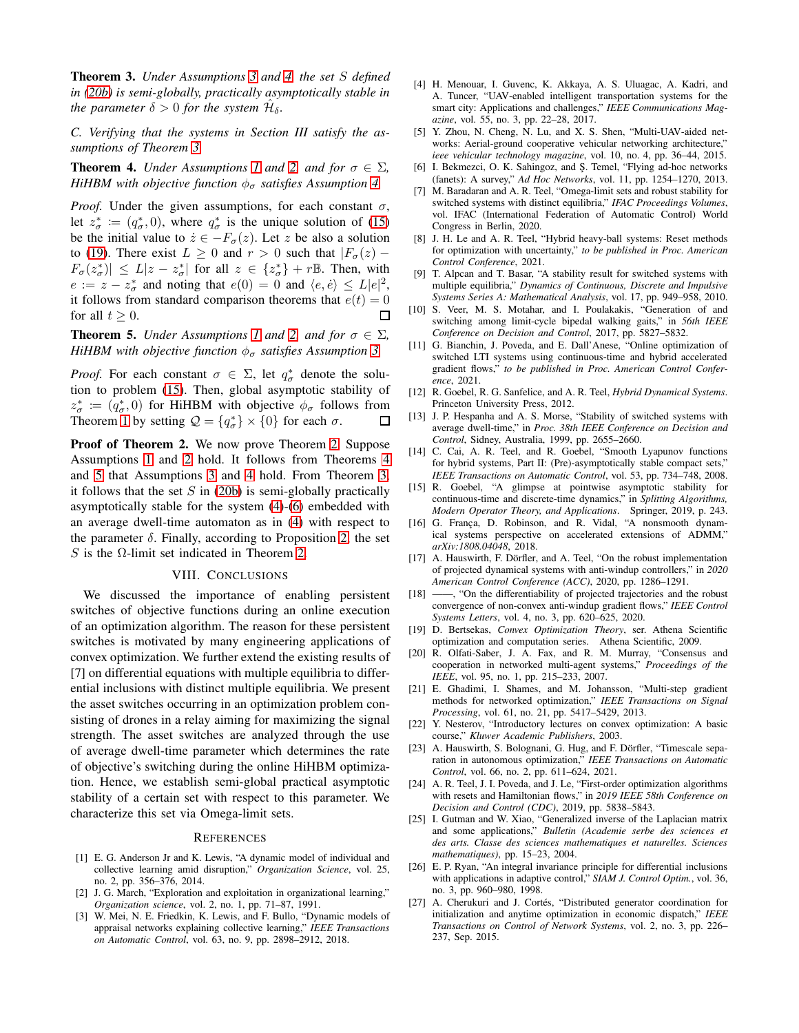**Theorem 3.** *Under Assumptions 3 and 4, the set $S$ defined in (20b) is semi-globally, practically asymptotically stable in the parameter $\delta > 0$ for the system $\hat{\mathcal{H}}_\delta$.*

### C. Verifying that the systems in Section III satisfy the assumptions of Theorem 3

**Theorem 4.** *Under Assumptions 1 and 2, and for $\sigma \in \Sigma$, HiHBM with objective function $\phi_\sigma$ satisfies Assumption 4.*

*Proof.* Under the given assumptions, for each constant $\sigma$, let $z_\sigma^* := (q_\sigma^*, 0)$, where $q_\sigma^*$ is the unique solution of (15) be the initial value to $\dot{z} \in -F_\sigma(z)$. Let $z$ be also a solution to (19). There exist $L \geq 0$ and $r > 0$ such that $|F_\sigma(z) - F_\sigma(z_\sigma^*)| \leq L|z - z_\sigma^*|$ for all $z \in \{z_\sigma^*\} + r\mathbb{B}$. Then, with $e := z - z_\sigma^*$ and noting that $e(0) = 0$ and $\langle e, \dot{e} \rangle \leq L|e|^2$, it follows from standard comparison theorems that $e(t) = 0$ for all $t \geq 0$. $\square$

**Theorem 5.** *Under Assumptions 1 and 2, and for $\sigma \in \Sigma$, HiHBM with objective function $\phi_\sigma$ satisfies Assumption 3.*

*Proof.* For each constant $\sigma \in \Sigma$, let $q_\sigma^*$ denote the solution to problem (15). Then, global asymptotic stability of $z_\sigma^* := (q_\sigma^*, 0)$ for HiHBM with objective $\phi_\sigma$ follows from Theorem 1 by setting $\mathcal{Q} = \{q_\sigma^*\} \times \{0\}$ for each $\sigma$. $\square$

**Proof of Theorem 2.** We now prove Theorem 2. Suppose Assumptions 1 and 2 hold. It follows from Theorems 4 and 5 that Assumptions 3 and 4 hold. From Theorem 3, it follows that the set $S$ in (20b) is semi-globally practically asymptotically stable for the system (4)-(6) embedded with an average dwell-time automaton as in (4) with respect to the parameter $\delta$. Finally, according to Proposition 2, the set $S$ is the $\Omega$-limit set indicated in Theorem 2.

## VIII. Conclusions

We discussed the importance of enabling persistent switches of objective functions during an online execution of an optimization algorithm. The reason for these persistent switches is motivated by many engineering applications of convex optimization. We further extend the existing results of [7] on differential equations with multiple equilibria to differential inclusions with distinct multiple equilibria. We present the asset switches occurring in an optimization problem consisting of drones in a relay aiming for maximizing the signal strength. The asset switches are analyzed through the use of average dwell-time parameter which determines the rate of objective's switching during the online HiHBM optimization. Hence, we establish semi-global practical asymptotic stability of a certain set with respect to this parameter. We characterize this set via Omega-limit sets.

## References

[1] E. G. Anderson Jr and K. Lewis, "A dynamic model of individual and collective learning amid disruption," *Organization Science*, vol. 25, no. 2, pp. 356–376, 2014.

[2] J. G. March, "Exploration and exploitation in organizational learning," *Organization science*, vol. 2, no. 1, pp. 71–87, 1991.

[3] W. Mei, N. E. Friedkin, K. Lewis, and F. Bullo, "Dynamic models of appraisal networks explaining collective learning," *IEEE Transactions on Automatic Control*, vol. 63, no. 9, pp. 2898–2912, 2018.

[4] H. Menouar, I. Guvenc, K. Akkaya, A. S. Uluagac, A. Kadri, and A. Tuncer, "UAV-enabled intelligent transportation systems for the smart city: Applications and challenges," *IEEE Communications Magazine*, vol. 55, no. 3, pp. 22–28, 2017.

[5] Y. Zhou, N. Cheng, N. Lu, and X. S. Shen, "Multi-UAV-aided networks: Aerial-ground cooperative vehicular networking architecture," *ieee vehicular technology magazine*, vol. 10, no. 4, pp. 36–44, 2015.

[6] I. Bekmezci, O. K. Sahingoz, and Ş. Temel, "Flying ad-hoc networks (fanets): A survey," *Ad Hoc Networks*, vol. 11, pp. 1254–1270, 2013.

[7] M. Baradaran and A. R. Teel, "Omega-limit sets and robust stability for switched systems with distinct equilibria," *IFAC Proceedings Volumes*, vol. IFAC (International Federation of Automatic Control) World Congress in Berlin, 2020.

[8] J. H. Le and A. R. Teel, "Hybrid heavy-ball systems: Reset methods for optimization with uncertainty," *to be published in Proc. American Control Conference*, 2021.

[9] T. Alpcan and T. Basar, "A stability result for switched systems with multiple equilibria," *Dynamics of Continuous, Discrete and Impulsive Systems Series A: Mathematical Analysis*, vol. 17, pp. 949–958, 2010.

[10] S. Veer, M. S. Motahar, and I. Poulakakis, "Generation of and switching among limit-cycle bipedal walking gaits," in *56th IEEE Conference on Decision and Control*, 2017, pp. 5827–5832.

[11] G. Bianchin, J. Poveda, and E. Dall'Anese, "Online optimization of switched LTI systems using continuous-time and hybrid accelerated gradient flows," *to be published in Proc. American Control Conference*, 2021.

[12] R. Goebel, R. G. Sanfelice, and A. R. Teel, *Hybrid Dynamical Systems*. Princeton University Press, 2012.

[13] J. P. Hespanha and A. S. Morse, "Stability of switched systems with average dwell-time," in *Proc. 38th IEEE Conference on Decision and Control*, Sidney, Australia, 1999, pp. 2655–2660.

[14] C. Cai, A. R. Teel, and R. Goebel, "Smooth Lyapunov functions for hybrid systems, Part II: (Pre)-asymptotically stable compact sets," *IEEE Transactions on Automatic Control*, vol. 53, pp. 734–748, 2008.

[15] R. Goebel, "A glimpse at pointwise asymptotic stability for continuous-time and discrete-time dynamics," in *Splitting Algorithms, Modern Operator Theory, and Applications*. Springer, 2019, p. 243.

[16] G. França, D. Robinson, and R. Vidal, "A nonsmooth dynamical systems perspective on accelerated extensions of ADMM," *arXiv:1808.04048*, 2018.

[17] A. Hauswirth, F. Dörfler, and A. Teel, "On the robust implementation of projected dynamical systems with anti-windup controllers," in *2020 American Control Conference (ACC)*, 2020, pp. 1286–1291.

[18] ——, "On the differentiability of projected trajectories and the robust convergence of non-convex anti-windup gradient flows," *IEEE Control Systems Letters*, vol. 4, no. 3, pp. 620–625, 2020.

[19] D. Bertsekas, *Convex Optimization Theory*, ser. Athena Scientific optimization and computation series. Athena Scientific, 2009.

[20] R. Olfati-Saber, J. A. Fax, and R. M. Murray, "Consensus and cooperation in networked multi-agent systems," *Proceedings of the IEEE*, vol. 95, no. 1, pp. 215–233, 2007.

[21] E. Ghadimi, I. Shames, and M. Johansson, "Multi-step gradient methods for networked optimization," *IEEE Transactions on Signal Processing*, vol. 61, no. 21, pp. 5417–5429, 2013.

[22] Y. Nesterov, "Introductory lectures on convex optimization: A basic course," *Kluwer Academic Publishers*, 2003.

[23] A. Hauswirth, S. Bolognani, G. Hug, and F. Dörfler, "Timescale separation in autonomous optimization," *IEEE Transactions on Automatic Control*, vol. 66, no. 2, pp. 611–624, 2021.

[24] A. R. Teel, J. I. Poveda, and J. Le, "First-order optimization algorithms with resets and Hamiltonian flows," in *2019 IEEE 58th Conference on Decision and Control (CDC)*, 2019, pp. 5838–5843.

[25] I. Gutman and W. Xiao, "Generalized inverse of the Laplacian matrix and some applications," *Bulletin (Academie serbe des sciences et des arts. Classe des sciences mathematiques et naturelles. Sciences mathematiques)*, pp. 15–23, 2004.

[26] E. P. Ryan, "An integral invariance principle for differential inclusions with applications in adaptive control," *SIAM J. Control Optim.*, vol. 36, no. 3, pp. 960–980, 1998.

[27] A. Cherukuri and J. Cortés, "Distributed generator coordination for initialization and anytime optimization in economic dispatch," *IEEE Transactions on Control of Network Systems*, vol. 2, no. 3, pp. 226–237, Sep. 2015.